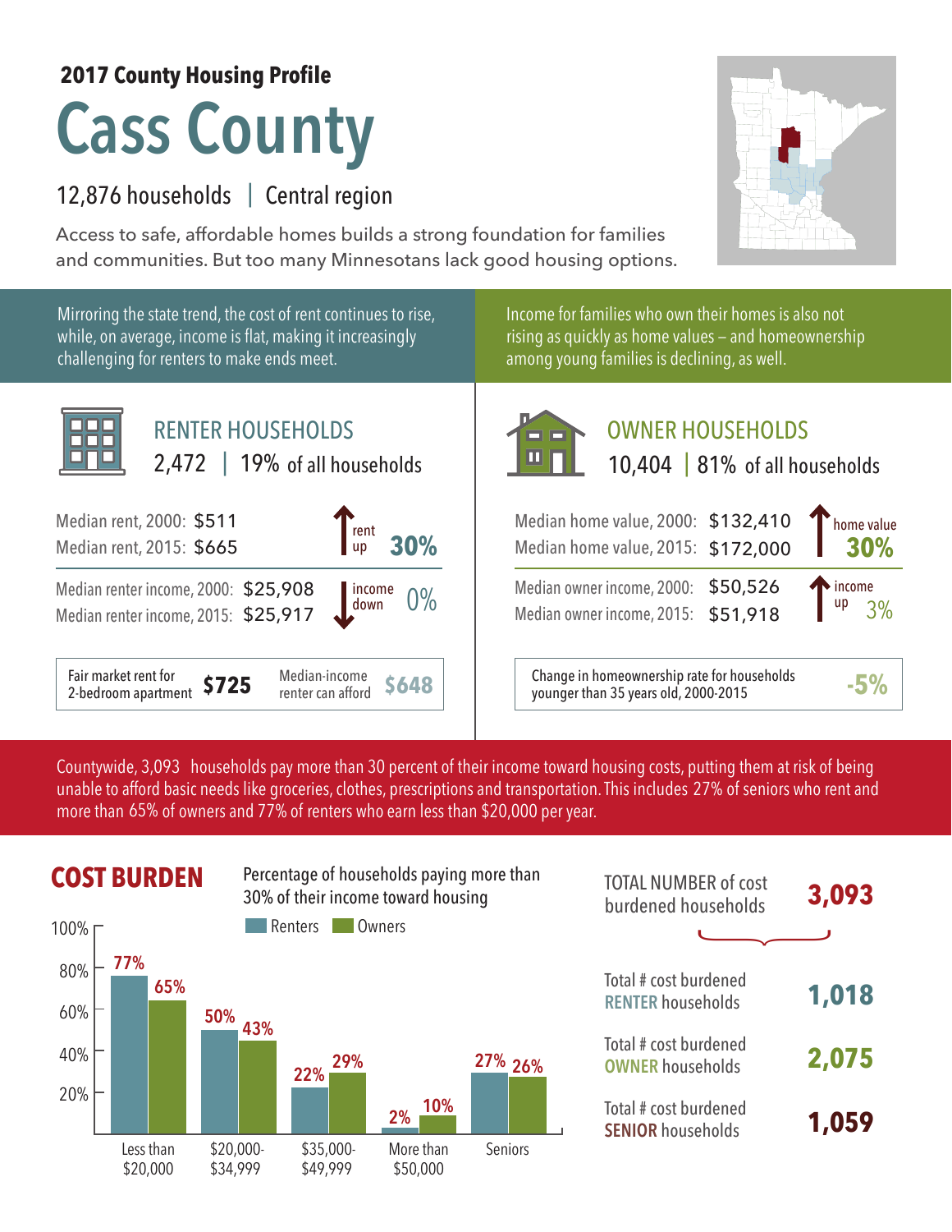**2017 County Housing Profile**

# Cass County

12,876 households | Central region

Access to safe, affordable homes builds a strong foundation for families and communities. But too many Minnesotans lack good housing options.

Mirroring the state trend, the cost of rent continues to rise, while, on average, income is flat, making it increasingly challenging for renters to make ends meet.

## RENTER HOUSEHOLDS

2,472 | 19% of all households

| | | |
|---|---|---|
| Median rent, 2000: | $511 | rent up 30% |
| Median rent, 2015: | $665 | |
| Median renter income, 2000: | $25,908 | income down 0% |
| Median renter income, 2015: | $25,917 | |

Fair market rent for 2-bedroom apartment **$725** | Median-income renter can afford **$648**

Income for families who own their homes is also not rising as quickly as home values – and homeownership among young families is declining, as well.

## OWNER HOUSEHOLDS

10,404 | 81% of all households

| | | |
|---|---|---|
| Median home value, 2000: | $132,410 | home value 30% |
| Median home value, 2015: | $172,000 | |
| Median owner income, 2000: | $50,526 | income up 3% |
| Median owner income, 2015: | $51,918 | |

Change in homeownership rate for households younger than 35 years old, 2000-2015 **-5%**

Countywide, 3,093 households pay more than 30 percent of their income toward housing costs, putting them at risk of being unable to afford basic needs like groceries, clothes, prescriptions and transportation. This includes 27% of seniors who rent and more than 65% of owners and 77% of renters who earn less than $20,000 per year.

## COST BURDEN

Percentage of households paying more than 30% of their income toward housing

| | Renters | Owners |
|---|---|---|
| Less than $20,000 | 77% | 65% |
| $20,000-$34,999 | 50% | 43% |
| $35,000-$49,999 | 22% | 29% |
| More than $50,000 | 2% | 10% |
| Seniors | 27% | 26% |

| | |
|---|---|
| TOTAL NUMBER of cost burdened households | **3,093** |
| Total # cost burdened RENTER households | **1,018** |
| Total # cost burdened OWNER households | **2,075** |
| Total # cost burdened SENIOR households | **1,059** |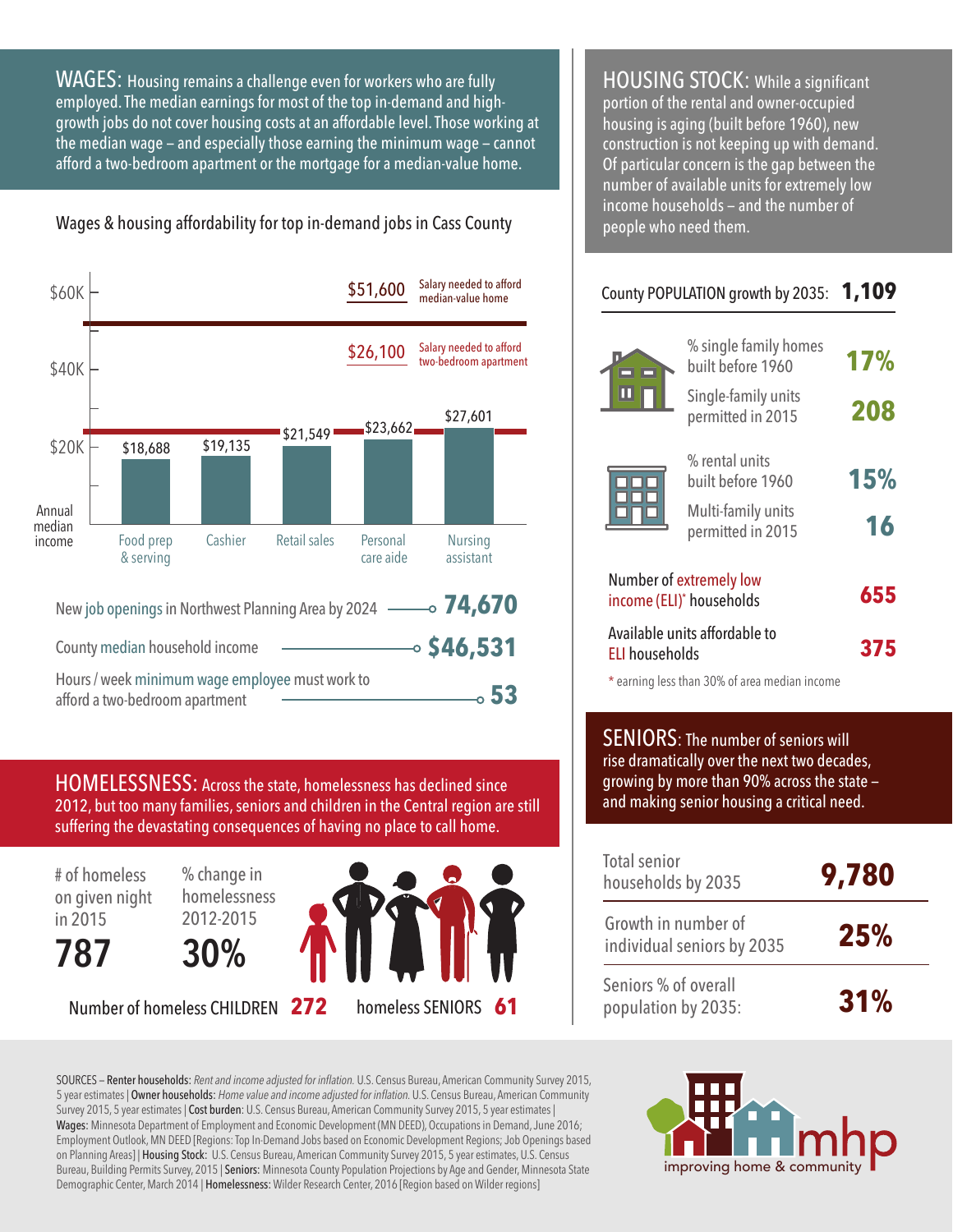## WAGES: Housing remains a challenge even for workers who are fully employed. The median earnings for most of the top in-demand and high-growth jobs do not cover housing costs at an affordable level. Those working at the median wage – and especially those earning the minimum wage – cannot afford a two-bedroom apartment or the mortgage for a median-value home.

Wages & housing affordability for top in-demand jobs in Cass County

$60K
$40K
$20K
Annual median income

$51,600 Salary needed to afford median-value home
$26,100 Salary needed to afford two-bedroom apartment

$18,688 Food prep & serving
$19,135 Cashier
$21,549 Retail sales
$23,662 Personal care aide
$27,601 Nursing assistant

New job openings in Northwest Planning Area by 2024 **74,670**

County median household income **$46,531**

Hours / week minimum wage employee must work to afford a two-bedroom apartment **53**

## HOMELESSNESS: Across the state, homelessness has declined since 2012, but too many families, seniors and children in the Central region are still suffering the devastating consequences of having no place to call home.

# of homeless on given night in 2015
**787**

% change in homelessness 2012-2015
**30%**

Number of homeless CHILDREN **272**

homeless SENIORS **61**

## HOUSING STOCK: While a significant portion of the rental and owner-occupied housing is aging (built before 1960), new construction is not keeping up with demand. Of particular concern is the gap between the number of available units for extremely low income households – and the number of people who need them.

County POPULATION growth by 2035: **1,109**

| | |
|---|---|
| % single family homes built before 1960 | **17%** |
| Single-family units permitted in 2015 | **208** |
| % rental units built before 1960 | **15%** |
| Multi-family units permitted in 2015 | **16** |
| Number of extremely low income (ELI)* households | **655** |
| Available units affordable to ELI households | **375** |

* earning less than 30% of area median income

## SENIORS: The number of seniors will rise dramatically over the next two decades, growing by more than 90% across the state – and making senior housing a critical need.

| | |
|---|---|
| Total senior households by 2035 | **9,780** |
| Growth in number of individual seniors by 2035 | **25%** |
| Seniors % of overall population by 2035: | **31%** |

SOURCES – **Renter households**: *Rent and income adjusted for inflation.* U.S. Census Bureau, American Community Survey 2015, 5 year estimates | **Owner households**: *Home value and income adjusted for inflation.* U.S. Census Bureau, American Community Survey 2015, 5 year estimates | **Cost burden**: U.S. Census Bureau, American Community Survey 2015, 5 year estimates | **Wages**: Minnesota Department of Employment and Economic Development (MN DEED), Occupations in Demand, June 2016; Employment Outlook, MN DEED [Regions: Top In-Demand Jobs based on Economic Development Regions; Job Openings based on Planning Areas] | **Housing Stock**: U.S. Census Bureau, American Community Survey 2015, 5 year estimates, U.S. Census Bureau, Building Permits Survey, 2015 | **Seniors**: Minnesota County Population Projections by Age and Gender, Minnesota State Demographic Center, March 2014 | **Homelessness**: Wilder Research Center, 2016 [Region based on Wilder regions]

mhp improving home & community